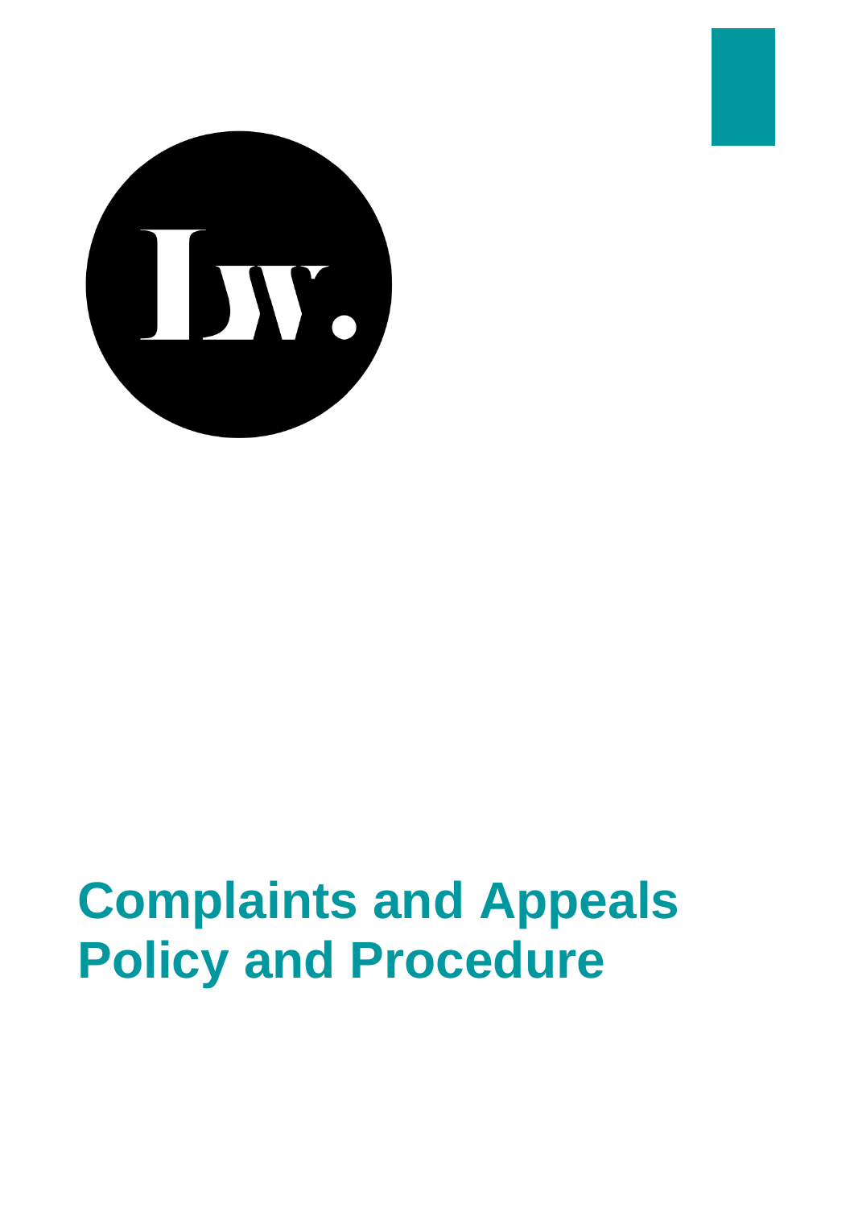# Complaints and Appeals Policy and Procedure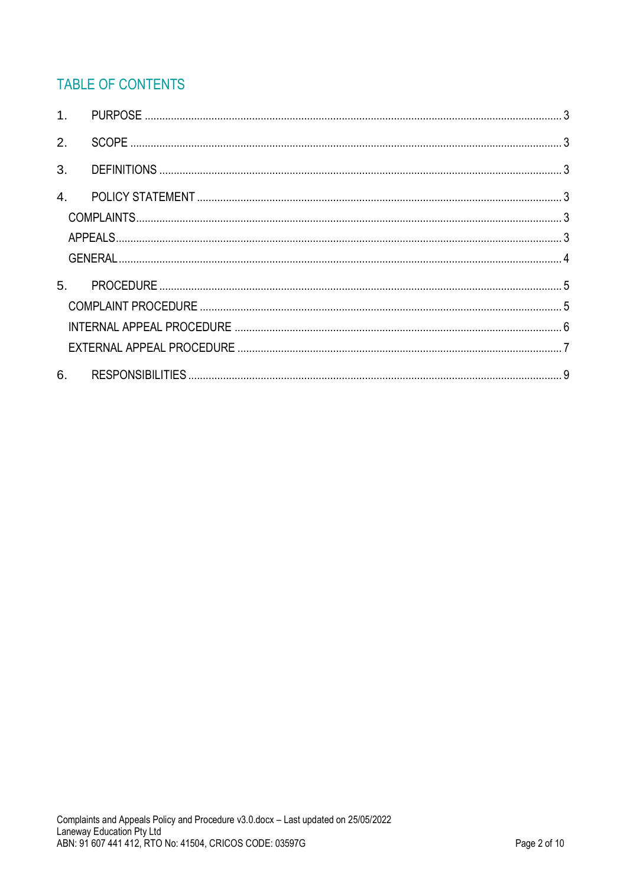## TABLE OF CONTENTS

1. PURPOSE ..... 3
2. SCOPE ..... 3
3. DEFINITIONS ..... 3
4. POLICY STATEMENT ..... 3
   - COMPLAINTS ..... 3
   - APPEALS ..... 3
   - GENERAL ..... 4
5. PROCEDURE ..... 5
   - COMPLAINT PROCEDURE ..... 5
   - INTERNAL APPEAL PROCEDURE ..... 6
   - EXTERNAL APPEAL PROCEDURE ..... 7
6. RESPONSIBILITIES ..... 9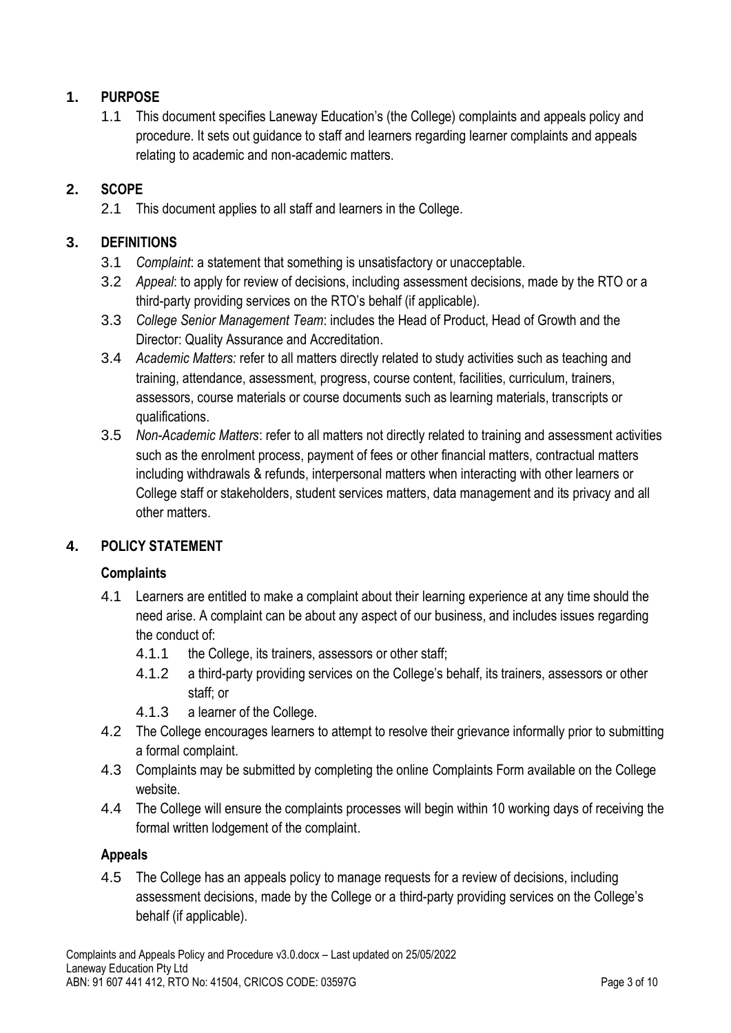## 1. PURPOSE

1.1 This document specifies Laneway Education's (the College) complaints and appeals policy and procedure. It sets out guidance to staff and learners regarding learner complaints and appeals relating to academic and non-academic matters.

## 2. SCOPE

2.1 This document applies to all staff and learners in the College.

## 3. DEFINITIONS

3.1 *Complaint*: a statement that something is unsatisfactory or unacceptable.

3.2 *Appeal*: to apply for review of decisions, including assessment decisions, made by the RTO or a third-party providing services on the RTO's behalf (if applicable).

3.3 *College Senior Management Team*: includes the Head of Product, Head of Growth and the Director: Quality Assurance and Accreditation.

3.4 *Academic Matters:* refer to all matters directly related to study activities such as teaching and training, attendance, assessment, progress, course content, facilities, curriculum, trainers, assessors, course materials or course documents such as learning materials, transcripts or qualifications.

3.5 *Non-Academic Matters*: refer to all matters not directly related to training and assessment activities such as the enrolment process, payment of fees or other financial matters, contractual matters including withdrawals & refunds, interpersonal matters when interacting with other learners or College staff or stakeholders, student services matters, data management and its privacy and all other matters.

## 4. POLICY STATEMENT

### Complaints

4.1 Learners are entitled to make a complaint about their learning experience at any time should the need arise. A complaint can be about any aspect of our business, and includes issues regarding the conduct of:

- 4.1.1 the College, its trainers, assessors or other staff;
- 4.1.2 a third-party providing services on the College's behalf, its trainers, assessors or other staff; or
- 4.1.3 a learner of the College.

4.2 The College encourages learners to attempt to resolve their grievance informally prior to submitting a formal complaint.

4.3 Complaints may be submitted by completing the online Complaints Form available on the College website.

4.4 The College will ensure the complaints processes will begin within 10 working days of receiving the formal written lodgement of the complaint.

### Appeals

4.5 The College has an appeals policy to manage requests for a review of decisions, including assessment decisions, made by the College or a third-party providing services on the College's behalf (if applicable).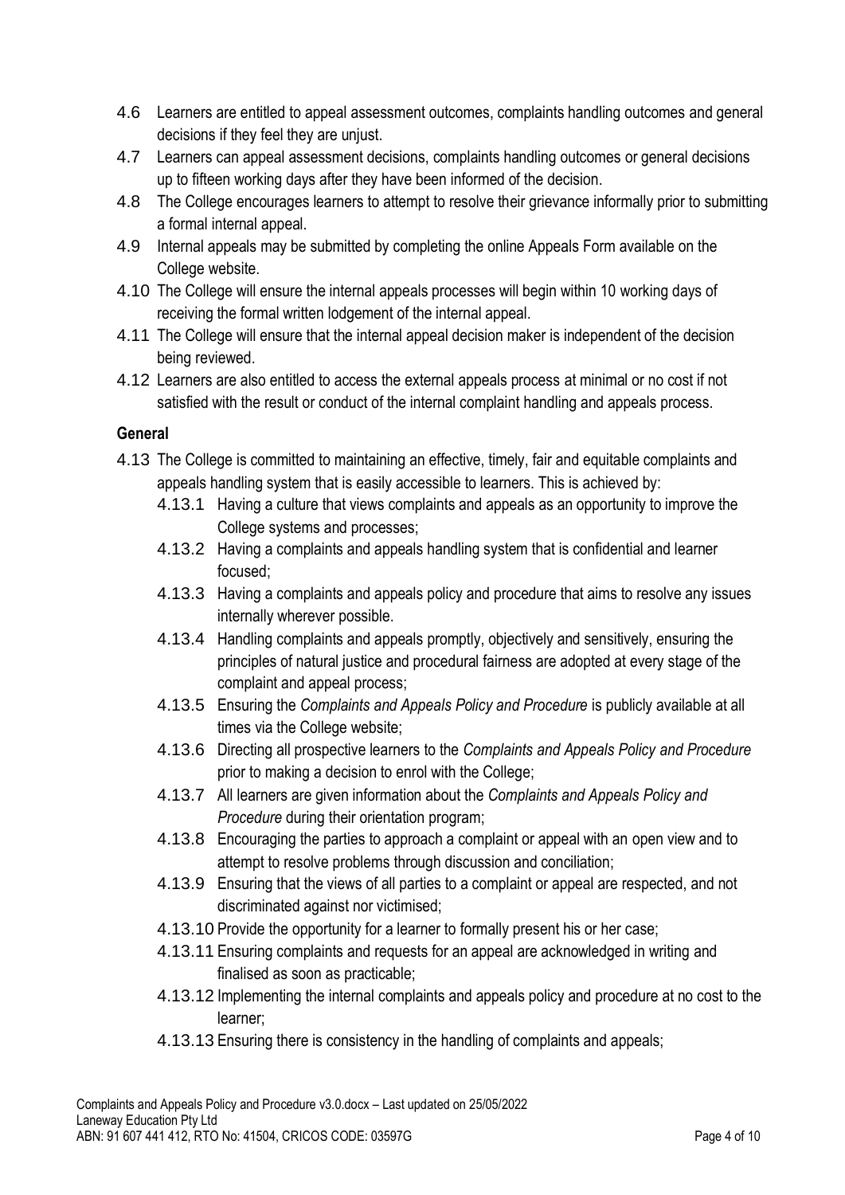4.6 Learners are entitled to appeal assessment outcomes, complaints handling outcomes and general decisions if they feel they are unjust.

4.7 Learners can appeal assessment decisions, complaints handling outcomes or general decisions up to fifteen working days after they have been informed of the decision.

4.8 The College encourages learners to attempt to resolve their grievance informally prior to submitting a formal internal appeal.

4.9 Internal appeals may be submitted by completing the online Appeals Form available on the College website.

4.10 The College will ensure the internal appeals processes will begin within 10 working days of receiving the formal written lodgement of the internal appeal.

4.11 The College will ensure that the internal appeal decision maker is independent of the decision being reviewed.

4.12 Learners are also entitled to access the external appeals process at minimal or no cost if not satisfied with the result or conduct of the internal complaint handling and appeals process.

**General**

4.13 The College is committed to maintaining an effective, timely, fair and equitable complaints and appeals handling system that is easily accessible to learners. This is achieved by:

- 4.13.1 Having a culture that views complaints and appeals as an opportunity to improve the College systems and processes;
- 4.13.2 Having a complaints and appeals handling system that is confidential and learner focused;
- 4.13.3 Having a complaints and appeals policy and procedure that aims to resolve any issues internally wherever possible.
- 4.13.4 Handling complaints and appeals promptly, objectively and sensitively, ensuring the principles of natural justice and procedural fairness are adopted at every stage of the complaint and appeal process;
- 4.13.5 Ensuring the *Complaints and Appeals Policy and Procedure* is publicly available at all times via the College website;
- 4.13.6 Directing all prospective learners to the *Complaints and Appeals Policy and Procedure* prior to making a decision to enrol with the College;
- 4.13.7 All learners are given information about the *Complaints and Appeals Policy and Procedure* during their orientation program;
- 4.13.8 Encouraging the parties to approach a complaint or appeal with an open view and to attempt to resolve problems through discussion and conciliation;
- 4.13.9 Ensuring that the views of all parties to a complaint or appeal are respected, and not discriminated against nor victimised;
- 4.13.10 Provide the opportunity for a learner to formally present his or her case;
- 4.13.11 Ensuring complaints and requests for an appeal are acknowledged in writing and finalised as soon as practicable;
- 4.13.12 Implementing the internal complaints and appeals policy and procedure at no cost to the learner;
- 4.13.13 Ensuring there is consistency in the handling of complaints and appeals;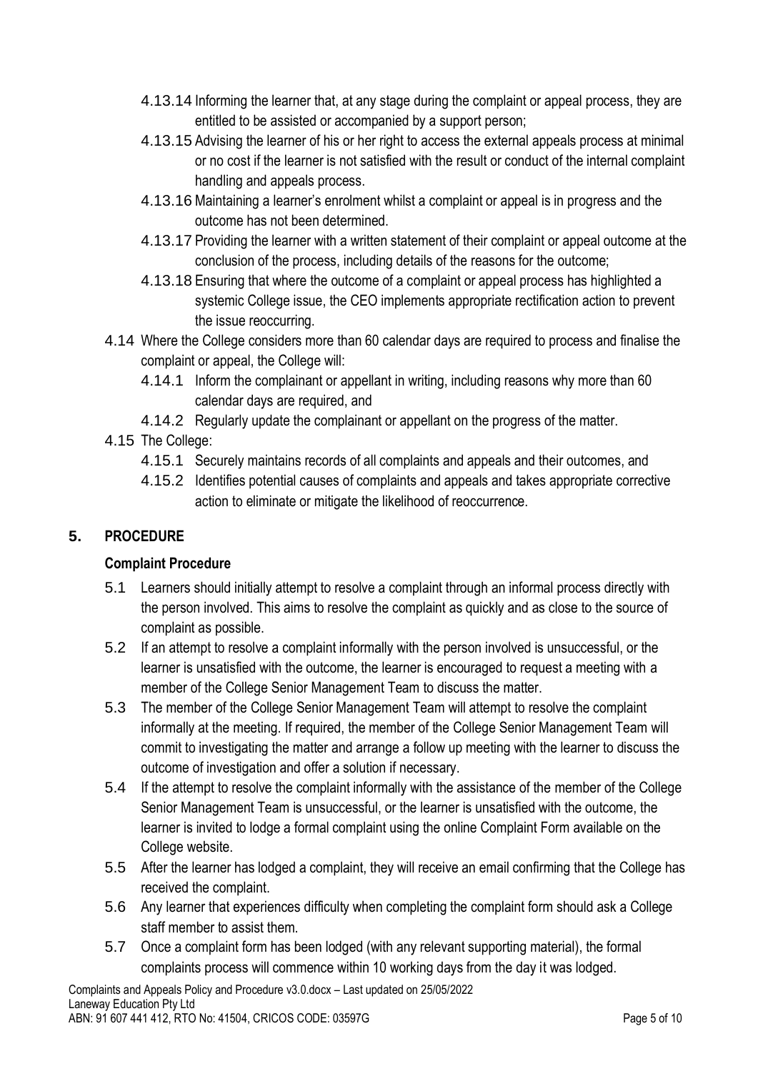4.13.14 Informing the learner that, at any stage during the complaint or appeal process, they are entitled to be assisted or accompanied by a support person;

4.13.15 Advising the learner of his or her right to access the external appeals process at minimal or no cost if the learner is not satisfied with the result or conduct of the internal complaint handling and appeals process.

4.13.16 Maintaining a learner's enrolment whilst a complaint or appeal is in progress and the outcome has not been determined.

4.13.17 Providing the learner with a written statement of their complaint or appeal outcome at the conclusion of the process, including details of the reasons for the outcome;

4.13.18 Ensuring that where the outcome of a complaint or appeal process has highlighted a systemic College issue, the CEO implements appropriate rectification action to prevent the issue reoccurring.

4.14 Where the College considers more than 60 calendar days are required to process and finalise the complaint or appeal, the College will:

4.14.1 Inform the complainant or appellant in writing, including reasons why more than 60 calendar days are required, and

4.14.2 Regularly update the complainant or appellant on the progress of the matter.

4.15 The College:

4.15.1 Securely maintains records of all complaints and appeals and their outcomes, and

4.15.2 Identifies potential causes of complaints and appeals and takes appropriate corrective action to eliminate or mitigate the likelihood of reoccurrence.

## 5. PROCEDURE

### Complaint Procedure

5.1 Learners should initially attempt to resolve a complaint through an informal process directly with the person involved. This aims to resolve the complaint as quickly and as close to the source of complaint as possible.

5.2 If an attempt to resolve a complaint informally with the person involved is unsuccessful, or the learner is unsatisfied with the outcome, the learner is encouraged to request a meeting with a member of the College Senior Management Team to discuss the matter.

5.3 The member of the College Senior Management Team will attempt to resolve the complaint informally at the meeting. If required, the member of the College Senior Management Team will commit to investigating the matter and arrange a follow up meeting with the learner to discuss the outcome of investigation and offer a solution if necessary.

5.4 If the attempt to resolve the complaint informally with the assistance of the member of the College Senior Management Team is unsuccessful, or the learner is unsatisfied with the outcome, the learner is invited to lodge a formal complaint using the online Complaint Form available on the College website.

5.5 After the learner has lodged a complaint, they will receive an email confirming that the College has received the complaint.

5.6 Any learner that experiences difficulty when completing the complaint form should ask a College staff member to assist them.

5.7 Once a complaint form has been lodged (with any relevant supporting material), the formal complaints process will commence within 10 working days from the day it was lodged.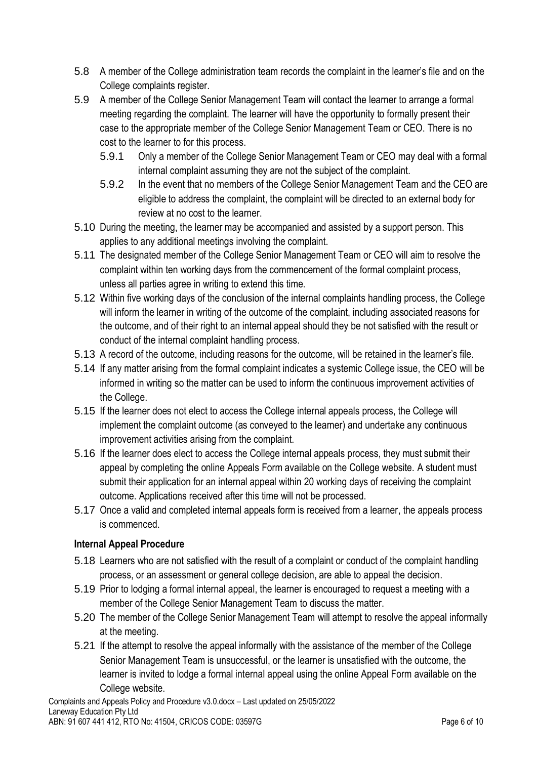5.8 A member of the College administration team records the complaint in the learner's file and on the College complaints register.

5.9 A member of the College Senior Management Team will contact the learner to arrange a formal meeting regarding the complaint. The learner will have the opportunity to formally present their case to the appropriate member of the College Senior Management Team or CEO. There is no cost to the learner to for this process.

  5.9.1 Only a member of the College Senior Management Team or CEO may deal with a formal internal complaint assuming they are not the subject of the complaint.

  5.9.2 In the event that no members of the College Senior Management Team and the CEO are eligible to address the complaint, the complaint will be directed to an external body for review at no cost to the learner.

5.10 During the meeting, the learner may be accompanied and assisted by a support person. This applies to any additional meetings involving the complaint.

5.11 The designated member of the College Senior Management Team or CEO will aim to resolve the complaint within ten working days from the commencement of the formal complaint process, unless all parties agree in writing to extend this time.

5.12 Within five working days of the conclusion of the internal complaints handling process, the College will inform the learner in writing of the outcome of the complaint, including associated reasons for the outcome, and of their right to an internal appeal should they be not satisfied with the result or conduct of the internal complaint handling process.

5.13 A record of the outcome, including reasons for the outcome, will be retained in the learner's file.

5.14 If any matter arising from the formal complaint indicates a systemic College issue, the CEO will be informed in writing so the matter can be used to inform the continuous improvement activities of the College.

5.15 If the learner does not elect to access the College internal appeals process, the College will implement the complaint outcome (as conveyed to the learner) and undertake any continuous improvement activities arising from the complaint.

5.16 If the learner does elect to access the College internal appeals process, they must submit their appeal by completing the online Appeals Form available on the College website. A student must submit their application for an internal appeal within 20 working days of receiving the complaint outcome. Applications received after this time will not be processed.

5.17 Once a valid and completed internal appeals form is received from a learner, the appeals process is commenced.

**Internal Appeal Procedure**

5.18 Learners who are not satisfied with the result of a complaint or conduct of the complaint handling process, or an assessment or general college decision, are able to appeal the decision.

5.19 Prior to lodging a formal internal appeal, the learner is encouraged to request a meeting with a member of the College Senior Management Team to discuss the matter.

5.20 The member of the College Senior Management Team will attempt to resolve the appeal informally at the meeting.

5.21 If the attempt to resolve the appeal informally with the assistance of the member of the College Senior Management Team is unsuccessful, or the learner is unsatisfied with the outcome, the learner is invited to lodge a formal internal appeal using the online Appeal Form available on the College website.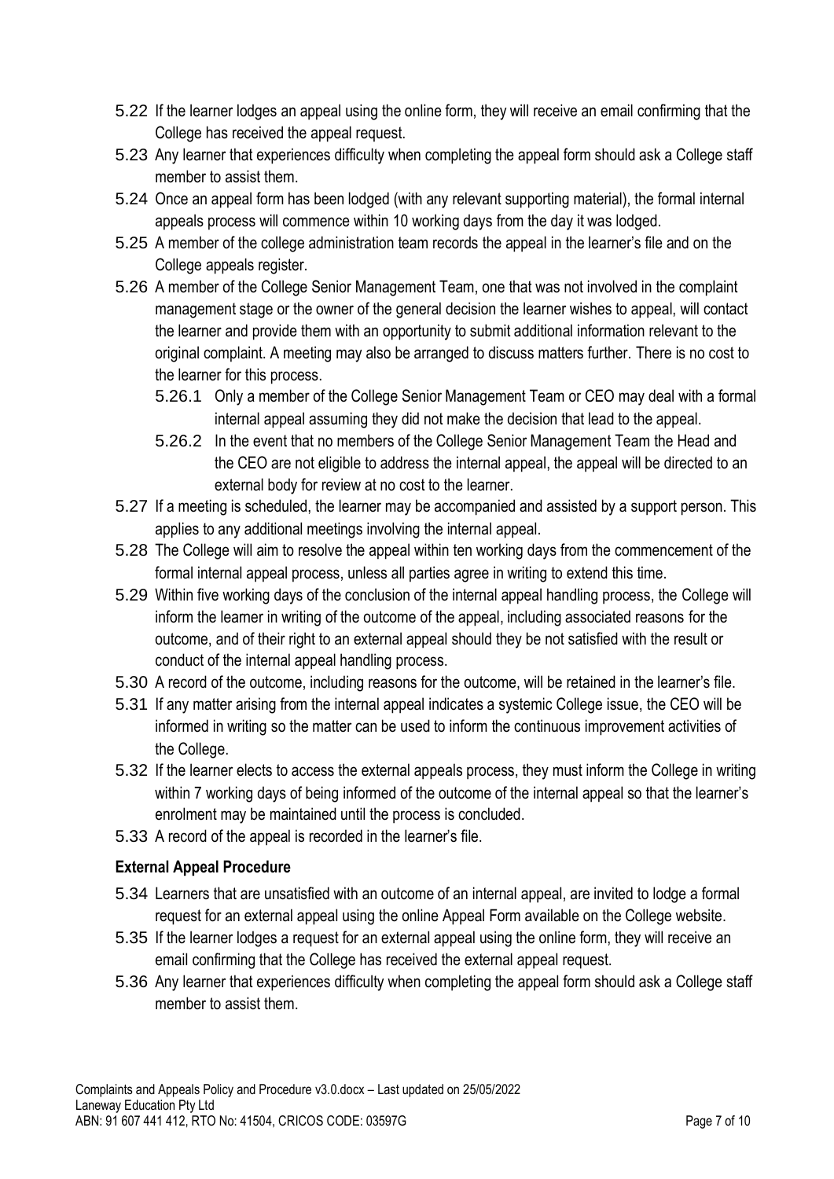5.22 If the learner lodges an appeal using the online form, they will receive an email confirming that the College has received the appeal request.

5.23 Any learner that experiences difficulty when completing the appeal form should ask a College staff member to assist them.

5.24 Once an appeal form has been lodged (with any relevant supporting material), the formal internal appeals process will commence within 10 working days from the day it was lodged.

5.25 A member of the college administration team records the appeal in the learner's file and on the College appeals register.

5.26 A member of the College Senior Management Team, one that was not involved in the complaint management stage or the owner of the general decision the learner wishes to appeal, will contact the learner and provide them with an opportunity to submit additional information relevant to the original complaint. A meeting may also be arranged to discuss matters further. There is no cost to the learner for this process.

   5.26.1 Only a member of the College Senior Management Team or CEO may deal with a formal internal appeal assuming they did not make the decision that lead to the appeal.

   5.26.2 In the event that no members of the College Senior Management Team the Head and the CEO are not eligible to address the internal appeal, the appeal will be directed to an external body for review at no cost to the learner.

5.27 If a meeting is scheduled, the learner may be accompanied and assisted by a support person. This applies to any additional meetings involving the internal appeal.

5.28 The College will aim to resolve the appeal within ten working days from the commencement of the formal internal appeal process, unless all parties agree in writing to extend this time.

5.29 Within five working days of the conclusion of the internal appeal handling process, the College will inform the learner in writing of the outcome of the appeal, including associated reasons for the outcome, and of their right to an external appeal should they be not satisfied with the result or conduct of the internal appeal handling process.

5.30 A record of the outcome, including reasons for the outcome, will be retained in the learner's file.

5.31 If any matter arising from the internal appeal indicates a systemic College issue, the CEO will be informed in writing so the matter can be used to inform the continuous improvement activities of the College.

5.32 If the learner elects to access the external appeals process, they must inform the College in writing within 7 working days of being informed of the outcome of the internal appeal so that the learner's enrolment may be maintained until the process is concluded.

5.33 A record of the appeal is recorded in the learner's file.

**External Appeal Procedure**

5.34 Learners that are unsatisfied with an outcome of an internal appeal, are invited to lodge a formal request for an external appeal using the online Appeal Form available on the College website.

5.35 If the learner lodges a request for an external appeal using the online form, they will receive an email confirming that the College has received the external appeal request.

5.36 Any learner that experiences difficulty when completing the appeal form should ask a College staff member to assist them.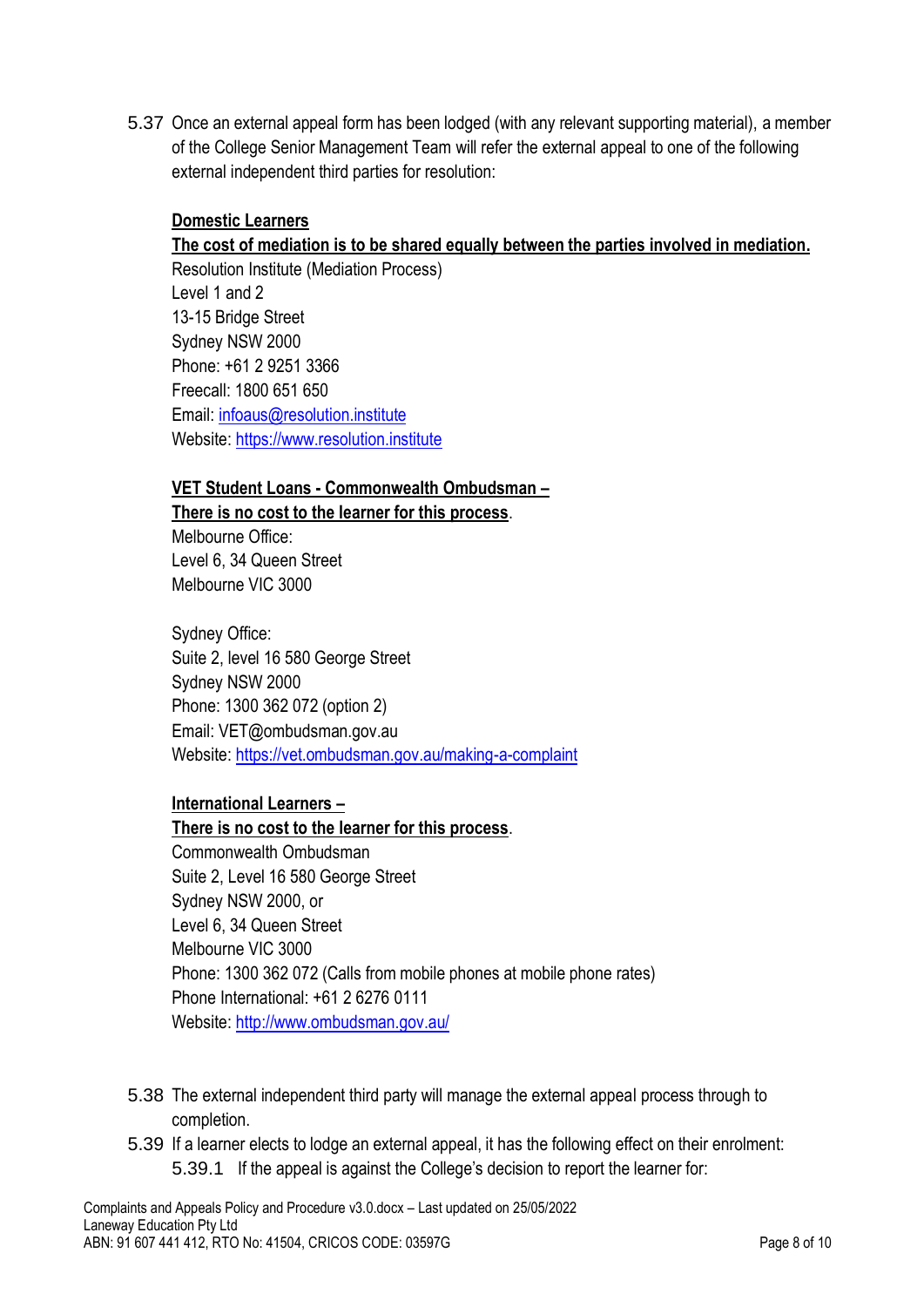5.37 Once an external appeal form has been lodged (with any relevant supporting material), a member of the College Senior Management Team will refer the external appeal to one of the following external independent third parties for resolution:

**Domestic Learners**

**The cost of mediation is to be shared equally between the parties involved in mediation.**

Resolution Institute (Mediation Process)
Level 1 and 2
13-15 Bridge Street
Sydney NSW 2000
Phone: +61 2 9251 3366
Freecall: 1800 651 650
Email: [infoaus@resolution.institute](mailto:infoaus@resolution.institute)
Website: [https://www.resolution.institute](https://www.resolution.institute)

**VET Student Loans - Commonwealth Ombudsman –**

**There is no cost to the learner for this process**.

Melbourne Office:
Level 6, 34 Queen Street
Melbourne VIC 3000

Sydney Office:
Suite 2, level 16 580 George Street
Sydney NSW 2000
Phone: 1300 362 072 (option 2)
Email: VET@ombudsman.gov.au
Website: [https://vet.ombudsman.gov.au/making-a-complaint](https://vet.ombudsman.gov.au/making-a-complaint)

**International Learners –**

**There is no cost to the learner for this process**.

Commonwealth Ombudsman
Suite 2, Level 16 580 George Street
Sydney NSW 2000, or
Level 6, 34 Queen Street
Melbourne VIC 3000
Phone: 1300 362 072 (Calls from mobile phones at mobile phone rates)
Phone International: +61 2 6276 0111
Website: [http://www.ombudsman.gov.au/](http://www.ombudsman.gov.au/)

5.38 The external independent third party will manage the external appeal process through to completion.

5.39 If a learner elects to lodge an external appeal, it has the following effect on their enrolment:

5.39.1 If the appeal is against the College's decision to report the learner for: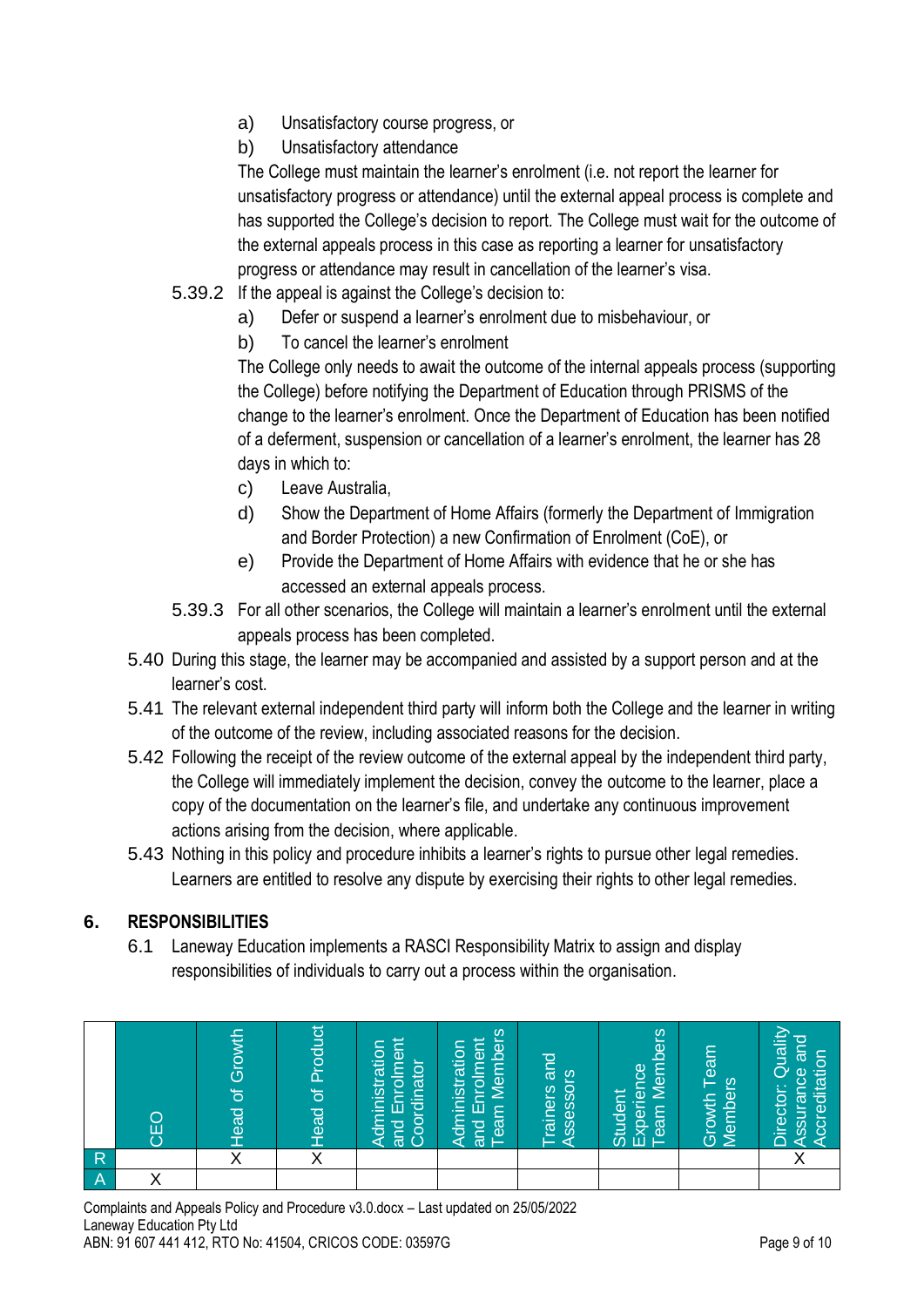a) Unsatisfactory course progress, or
b) Unsatisfactory attendance

The College must maintain the learner's enrolment (i.e. not report the learner for unsatisfactory progress or attendance) until the external appeal process is complete and has supported the College's decision to report. The College must wait for the outcome of the external appeals process in this case as reporting a learner for unsatisfactory progress or attendance may result in cancellation of the learner's visa.

5.39.2 If the appeal is against the College's decision to:

a) Defer or suspend a learner's enrolment due to misbehaviour, or
b) To cancel the learner's enrolment

The College only needs to await the outcome of the internal appeals process (supporting the College) before notifying the Department of Education through PRISMS of the change to the learner's enrolment. Once the Department of Education has been notified of a deferment, suspension or cancellation of a learner's enrolment, the learner has 28 days in which to:

c) Leave Australia,
d) Show the Department of Home Affairs (formerly the Department of Immigration and Border Protection) a new Confirmation of Enrolment (CoE), or
e) Provide the Department of Home Affairs with evidence that he or she has accessed an external appeals process.

5.39.3 For all other scenarios, the College will maintain a learner's enrolment until the external appeals process has been completed.

5.40 During this stage, the learner may be accompanied and assisted by a support person and at the learner's cost.

5.41 The relevant external independent third party will inform both the College and the learner in writing of the outcome of the review, including associated reasons for the decision.

5.42 Following the receipt of the review outcome of the external appeal by the independent third party, the College will immediately implement the decision, convey the outcome to the learner, place a copy of the documentation on the learner's file, and undertake any continuous improvement actions arising from the decision, where applicable.

5.43 Nothing in this policy and procedure inhibits a learner's rights to pursue other legal remedies. Learners are entitled to resolve any dispute by exercising their rights to other legal remedies.

## 6. RESPONSIBILITIES

6.1 Laneway Education implements a RASCI Responsibility Matrix to assign and display responsibilities of individuals to carry out a process within the organisation.

| | CEO | Head of Growth | Head of Product | Administration and Enrolment Coordinator | Administration and Enrolment Team Members | Trainers and Assessors | Student Experience Team Members | Growth Team Members | Director: Quality Assurance and Accreditation |
|---|---|---|---|---|---|---|---|---|---|
| R | | X | X | | | | | | X |
| A | X | | | | | | | | |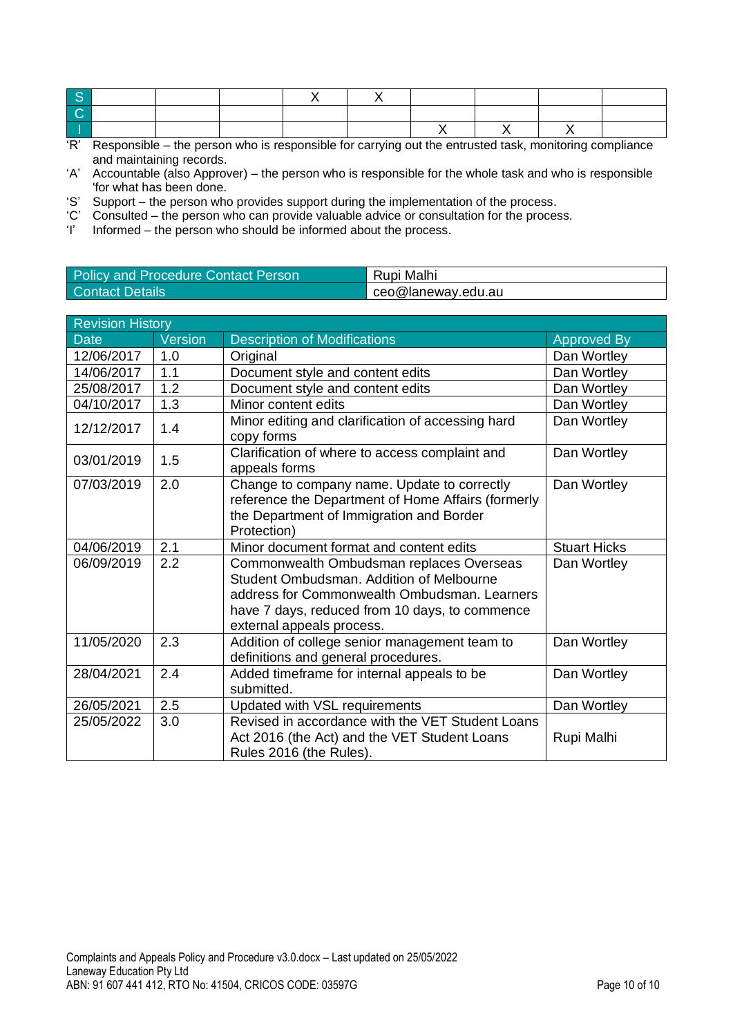| | | | | | | | | | |
|---|---|---|---|---|---|---|---|---|---|
| S | | | | X | X | | | | |
| C | | | | | | | | | |
| I | | | | | | X | X | X | |

'R' Responsible – the person who is responsible for carrying out the entrusted task, monitoring compliance and maintaining records.

'A' Accountable (also Approver) – the person who is responsible for the whole task and who is responsible 'for what has been done.

'S' Support – the person who provides support during the implementation of the process.

'C' Consulted – the person who can provide valuable advice or consultation for the process.

'I' Informed – the person who should be informed about the process.

| | |
|---|---|
| Policy and Procedure Contact Person | Rupi Malhi |
| Contact Details | ceo@laneway.edu.au |

**Revision History**

| Date | Version | Description of Modifications | Approved By |
|---|---|---|---|
| 12/06/2017 | 1.0 | Original | Dan Wortley |
| 14/06/2017 | 1.1 | Document style and content edits | Dan Wortley |
| 25/08/2017 | 1.2 | Document style and content edits | Dan Wortley |
| 04/10/2017 | 1.3 | Minor content edits | Dan Wortley |
| 12/12/2017 | 1.4 | Minor editing and clarification of accessing hard copy forms | Dan Wortley |
| 03/01/2019 | 1.5 | Clarification of where to access complaint and appeals forms | Dan Wortley |
| 07/03/2019 | 2.0 | Change to company name. Update to correctly reference the Department of Home Affairs (formerly the Department of Immigration and Border Protection) | Dan Wortley |
| 04/06/2019 | 2.1 | Minor document format and content edits | Stuart Hicks |
| 06/09/2019 | 2.2 | Commonwealth Ombudsman replaces Overseas Student Ombudsman. Addition of Melbourne address for Commonwealth Ombudsman. Learners have 7 days, reduced from 10 days, to commence external appeals process. | Dan Wortley |
| 11/05/2020 | 2.3 | Addition of college senior management team to definitions and general procedures. | Dan Wortley |
| 28/04/2021 | 2.4 | Added timeframe for internal appeals to be submitted. | Dan Wortley |
| 26/05/2021 | 2.5 | Updated with VSL requirements | Dan Wortley |
| 25/05/2022 | 3.0 | Revised in accordance with the VET Student Loans Act 2016 (the Act) and the VET Student Loans Rules 2016 (the Rules). | Rupi Malhi |